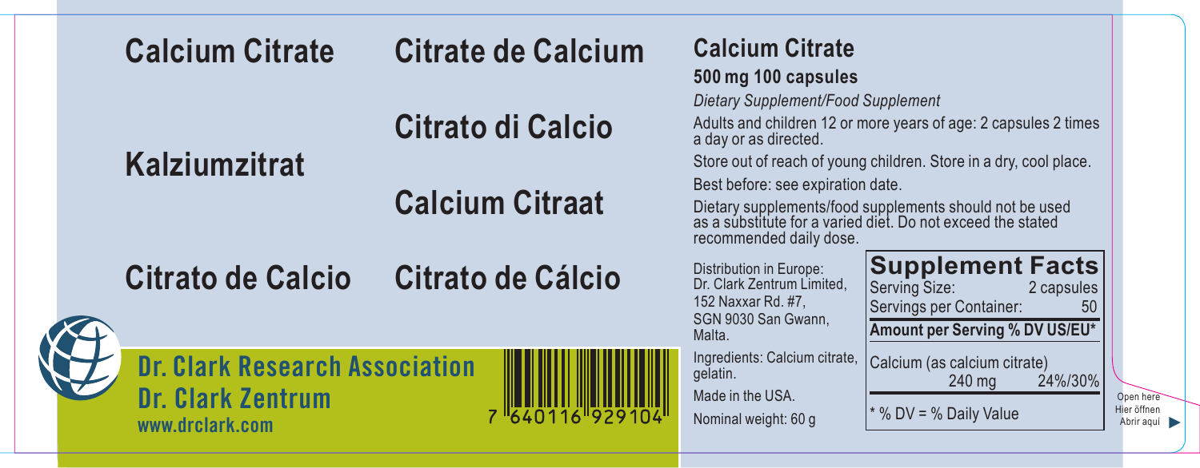# Calcium Citrate

# Citrate de Calcium

# Citrato di Calcio

# Kalziumzitrat

# Calcium Citraat

# Citrato de Calcio

# Citrato de Cálcio

**Dr. Clark Research Association**
**Dr. Clark Zentrum**
**www.drclark.com**

7 640116 929104

## Calcium Citrate

**500 mg 100 capsules**

*Dietary Supplement/Food Supplement*

Adults and children 12 or more years of age: 2 capsules 2 times a day or as directed.

Store out of reach of young children. Store in a dry, cool place.

Best before: see expiration date.

Dietary supplements/food supplements should not be used as a substitute for a varied diet. Do not exceed the stated recommended daily dose.

Distribution in Europe:
Dr. Clark Zentrum Limited,
152 Naxxar Rd. #7,
SGN 9030 San Gwann,
Malta.

Ingredients: Calcium citrate, gelatin.

Made in the USA.

Nominal weight: 60 g

**Supplement Facts**

| Serving Size: | 2 capsules |
| --- | --- |
| Servings per Container: | 50 |
| **Amount per Serving** | **% DV US/EU*** |
| Calcium (as calcium citrate) 240 mg | 24%/30% |

* % DV = % Daily Value

Open here
Hier öffnen
Abrir aqui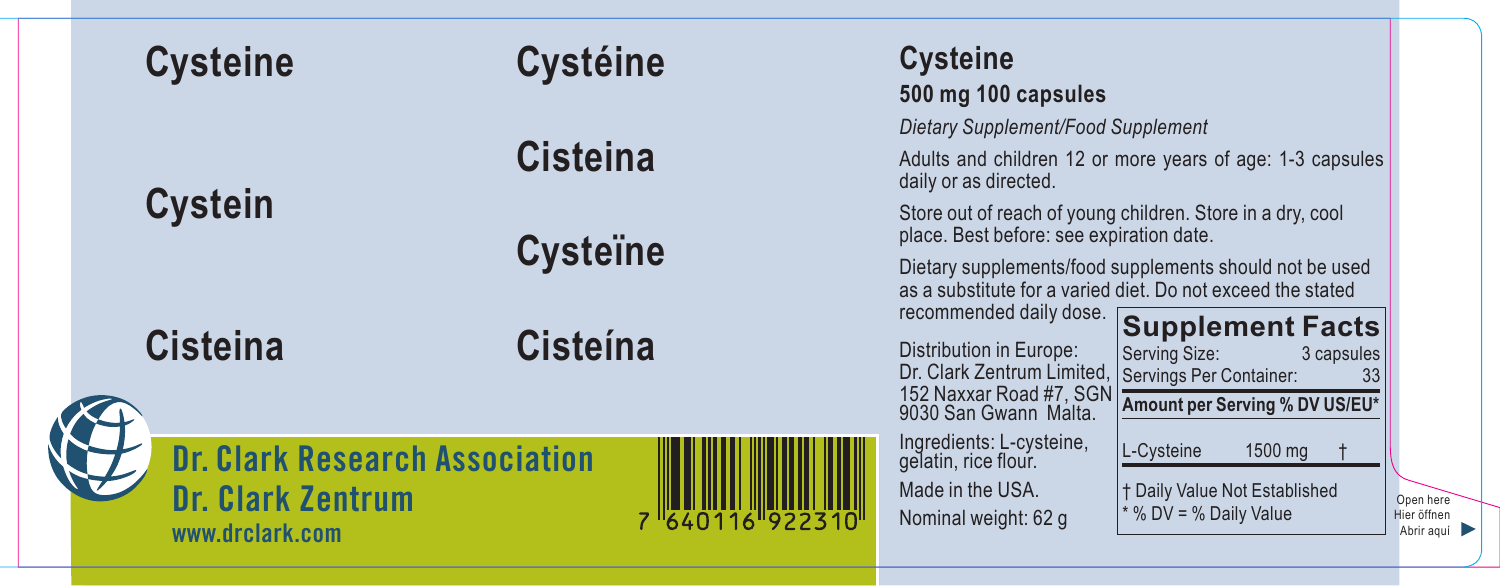Cysteine

Cystéine

Cisteina

Cystein

Cysteïne

Cisteina

Cisteína

**Dr. Clark Research Association**

**Dr. Clark Zentrum**

www.drclark.com

7 640116 922310

## Cysteine

**500 mg 100 capsules**

*Dietary Supplement/Food Supplement*

Adults and children 12 or more years of age: 1-3 capsules daily or as directed.

Store out of reach of young children. Store in a dry, cool place. Best before: see expiration date.

Dietary supplements/food supplements should not be used as a substitute for a varied diet. Do not exceed the stated recommended daily dose.

Distribution in Europe:
Dr. Clark Zentrum Limited, 152 Naxxar Road #7, SGN 9030 San Gwann Malta.

Ingredients: L-cysteine, gelatin, rice flour.

Made in the USA.

Nominal weight: 62 g

### Supplement Facts

Serving Size: 3 capsules
Servings Per Container: 33

| Amount per Serving | | % DV US/EU* |
|---|---|---|
| L-Cysteine | 1500 mg | † |

† Daily Value Not Established
\* % DV = % Daily Value

Open here
Hier öffnen
Abrir aqui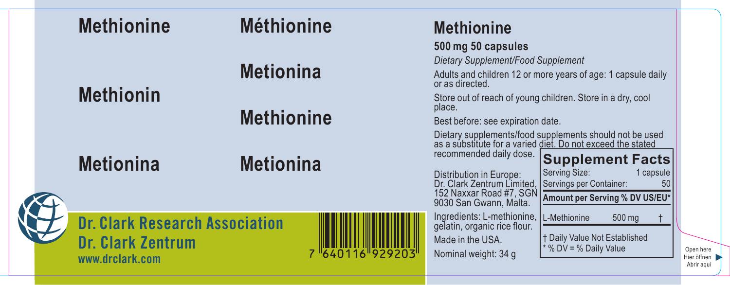Methionine

Méthionine

Metionina

Methionin

Methionine

Metionina

Metionina

**Dr. Clark Research Association**

**Dr. Clark Zentrum**

www.drclark.com

7 640116 929203

# Methionine

**500 mg 50 capsules**

*Dietary Supplement/Food Supplement*

Adults and children 12 or more years of age: 1 capsule daily or as directed.

Store out of reach of young children. Store in a dry, cool place.

Best before: see expiration date.

Dietary supplements/food supplements should not be used as a substitute for a varied diet. Do not exceed the stated recommended daily dose.

Distribution in Europe:
Dr. Clark Zentrum Limited, 152 Naxxar Road #7, SGN 9030 San Gwann, Malta.

Ingredients: L-methionine, gelatin, organic rice flour.

Made in the USA.

Nominal weight: 34 g

**Supplement Facts**

| Serving Size: | 1 capsule | |
|---|---|---|
| Servings per Container: | 50 | |
| **Amount per Serving** | **% DV US/EU*** | |
| L-Methionine | 500 mg | † |

† Daily Value Not Established
* % DV = % Daily Value

Open here
Hier öffnen
Abrir aquí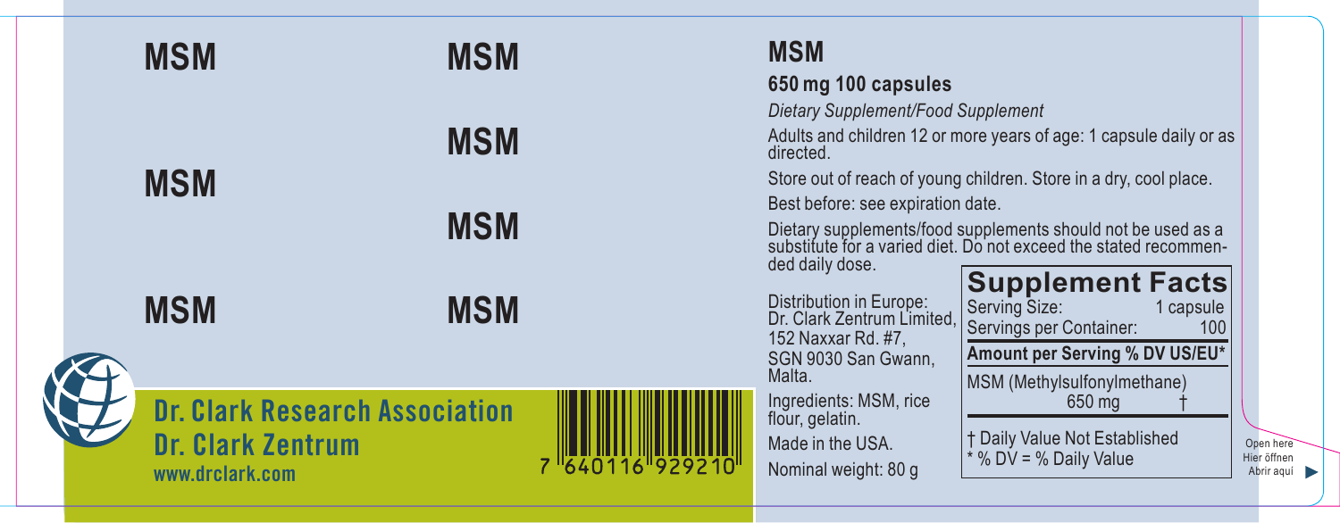MSM

MSM

MSM

MSM

MSM

MSM

MSM

**Dr. Clark Research Association**

**Dr. Clark Zentrum**

www.drclark.com

7 640116 929210

## MSM

**650 mg 100 capsules**

*Dietary Supplement/Food Supplement*

Adults and children 12 or more years of age: 1 capsule daily or as directed.

Store out of reach of young children. Store in a dry, cool place.

Best before: see expiration date.

Dietary supplements/food supplements should not be used as a substitute for a varied diet. Do not exceed the stated recommended daily dose.

Distribution in Europe:
Dr. Clark Zentrum Limited,
152 Naxxar Rd. #7,
SGN 9030 San Gwann,
Malta.

Ingredients: MSM, rice flour, gelatin.

Made in the USA.

Nominal weight: 80 g

**Supplement Facts**

| Serving Size: | 1 capsule |
|---|---|
| Servings per Container: | 100 |
| **Amount per Serving** | **% DV US/EU*** |
| MSM (Methylsulfonylmethane) 650 mg | † |

† Daily Value Not Established

* % DV = % Daily Value

Open here
Hier öffnen
Abrir aquí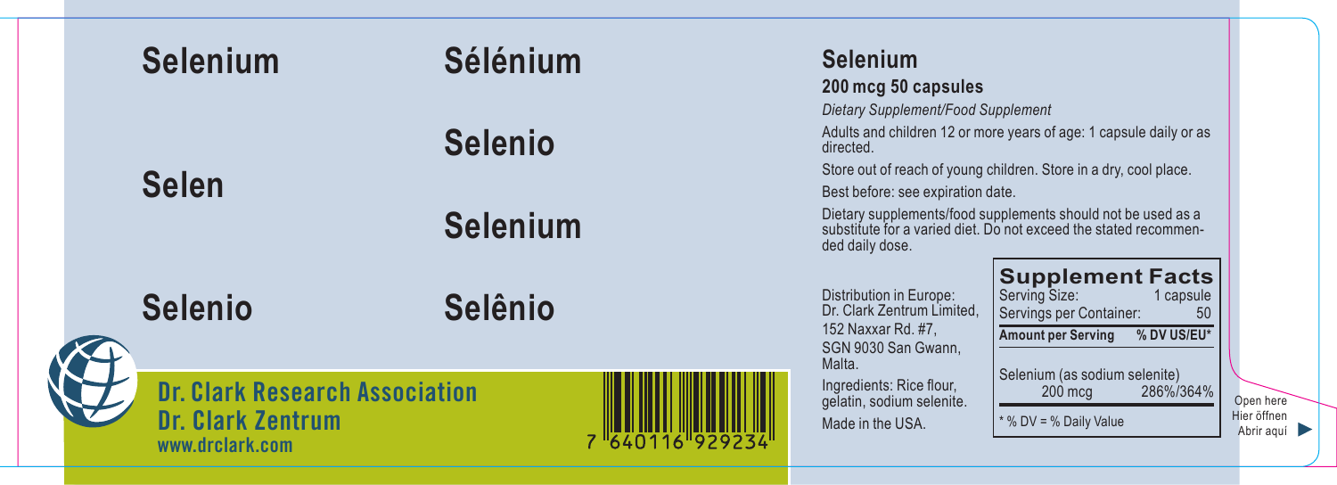Selenium

Sélénium

Selenio

Selen

Selenium

Selenio

Selênio

**Dr. Clark Research Association**
**Dr. Clark Zentrum**
www.drclark.com

7 640116 929234

## Selenium

### 200 mcg 50 capsules

*Dietary Supplement/Food Supplement*

Adults and children 12 or more years of age: 1 capsule daily or as directed.

Store out of reach of young children. Store in a dry, cool place.

Best before: see expiration date.

Dietary supplements/food supplements should not be used as a substitute for a varied diet. Do not exceed the stated recommended daily dose.

Distribution in Europe:
Dr. Clark Zentrum Limited,
152 Naxxar Rd. #7,
SGN 9030 San Gwann,
Malta.

Ingredients: Rice flour, gelatin, sodium selenite.

Made in the USA.

**Supplement Facts**

| Serving Size: | 1 capsule |
|---|---|
| Servings per Container: | 50 |
| **Amount per Serving** | **% DV US/EU*** |
| Selenium (as sodium selenite) 200 mcg | 286%/364% |

* % DV = % Daily Value

Open here
Hier öffnen
Abrir aquí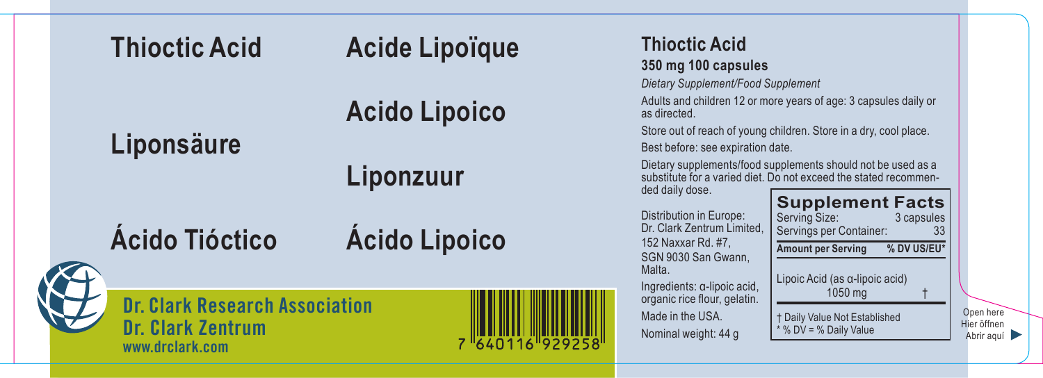# Thioctic Acid

# Acide Lipoïque

# Acido Lipoico

# Liponsäure

# Liponzuur

# Ácido Tióctico

# Ácido Lipoico

**Dr. Clark Research Association**
**Dr. Clark Zentrum**
www.drclark.com

7 640116 929258

## Thioctic Acid

**350 mg 100 capsules**

*Dietary Supplement/Food Supplement*

Adults and children 12 or more years of age: 3 capsules daily or as directed.

Store out of reach of young children. Store in a dry, cool place.

Best before: see expiration date.

Dietary supplements/food supplements should not be used as a substitute for a varied diet. Do not exceed the stated recommended daily dose.

Distribution in Europe:
Dr. Clark Zentrum Limited,
152 Naxxar Rd. #7,
SGN 9030 San Gwann,
Malta.

Ingredients: α-lipoic acid, organic rice flour, gelatin.

Made in the USA.

Nominal weight: 44 g

**Supplement Facts**

Serving Size: 3 capsules
Servings per Container: 33

| Amount per Serving | % DV US/EU* |
|---|---|
| Lipoic Acid (as α-lipoic acid) 1050 mg | † |

† Daily Value Not Established
\* % DV = % Daily Value

Open here
Hier öffnen
Abrir aquí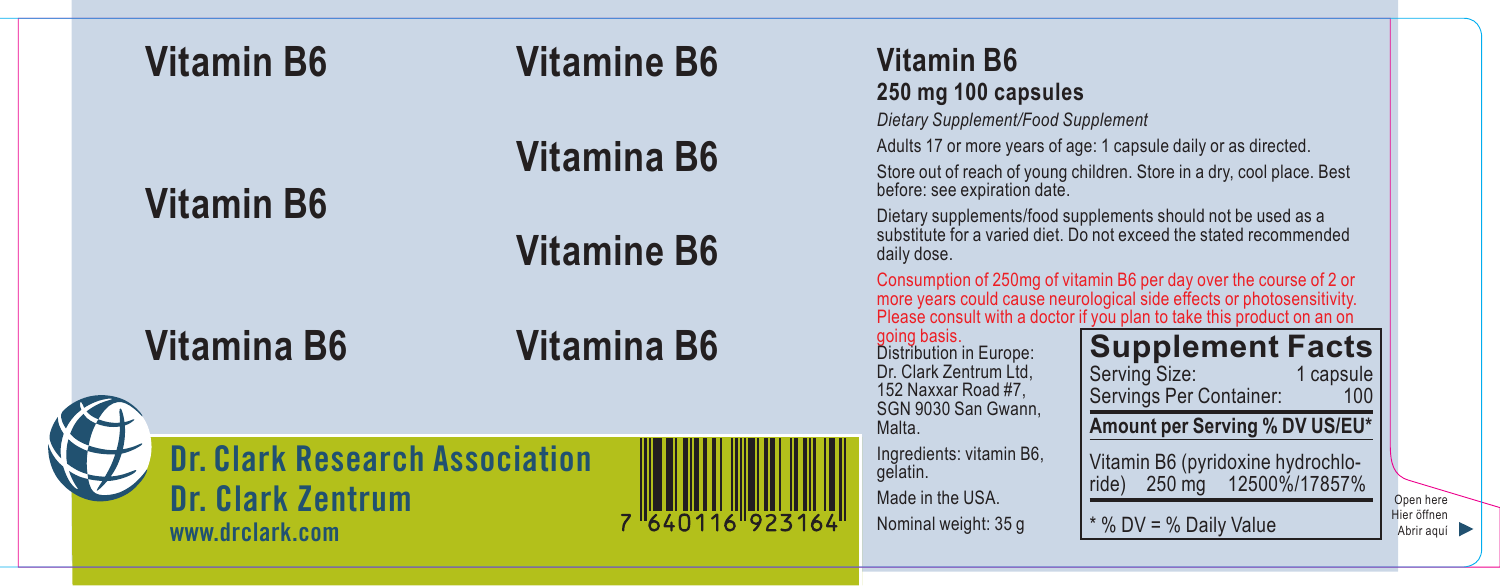# Vitamin B6

# Vitamine B6

# Vitamina B6

# Vitamin B6

# Vitamine B6

# Vitamina B6

# Vitamina B6

**Dr. Clark Research Association**

**Dr. Clark Zentrum**

**www.drclark.com**

7 640116 923164

## Vitamin B6

### 250 mg 100 capsules

*Dietary Supplement/Food Supplement*

Adults 17 or more years of age: 1 capsule daily or as directed.

Store out of reach of young children. Store in a dry, cool place. Best before: see expiration date.

Dietary supplements/food supplements should not be used as a substitute for a varied diet. Do not exceed the stated recommended daily dose.

Consumption of 250mg of vitamin B6 per day over the course of 2 or more years could cause neurological side effects or photosensitivity. Please consult with a doctor if you plan to take this product on an on going basis.

Distribution in Europe:
Dr. Clark Zentrum Ltd,
152 Naxxar Road #7,
SGN 9030 San Gwann,
Malta.

Ingredients: vitamin B6, gelatin.

Made in the USA.

Nominal weight: 35 g

**Supplement Facts**

| Serving Size: | 1 capsule |
|---|---|
| Servings Per Container: | 100 |

| **Amount per Serving** | **% DV US/EU*** |
|---|---|
| Vitamin B6 (pyridoxine hydrochloride) 250 mg | 12500%/17857% |

* % DV = % Daily Value

Open here
Hier öffnen
Abrir aqui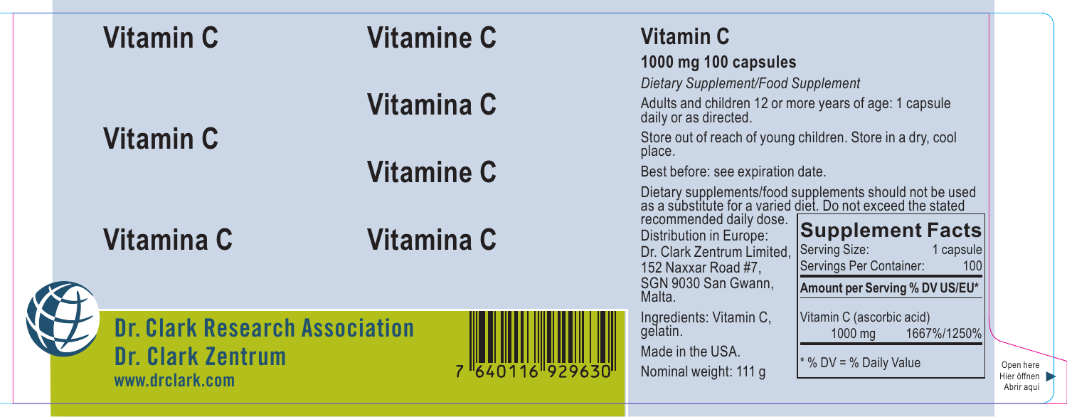Vitamin C

Vitamine C

Vitamina C

Vitamin C

Vitamine C

Vitamina C

Vitamina C

**Dr. Clark Research Association**

**Dr. Clark Zentrum**

www.drclark.com

7 640116 929630

## Vitamin C

### 1000 mg 100 capsules

*Dietary Supplement/Food Supplement*

Adults and children 12 or more years of age: 1 capsule daily or as directed.

Store out of reach of young children. Store in a dry, cool place.

Best before: see expiration date.

Dietary supplements/food supplements should not be used as a substitute for a varied diet. Do not exceed the stated recommended daily dose.

Distribution in Europe:
Dr. Clark Zentrum Limited,
152 Naxxar Road #7,
SGN 9030 San Gwann,
Malta.

Ingredients: Vitamin C, gelatin.

Made in the USA.

Nominal weight: 111 g

**Supplement Facts**

| Serving Size: | 1 capsule |
| --- | --- |
| Servings Per Container: | 100 |
| **Amount per Serving** | **% DV US/EU*** |
| Vitamin C (ascorbic acid) 1000 mg | 1667%/1250% |

* % DV = % Daily Value

Open here
Hier öffnen
Abrir aquí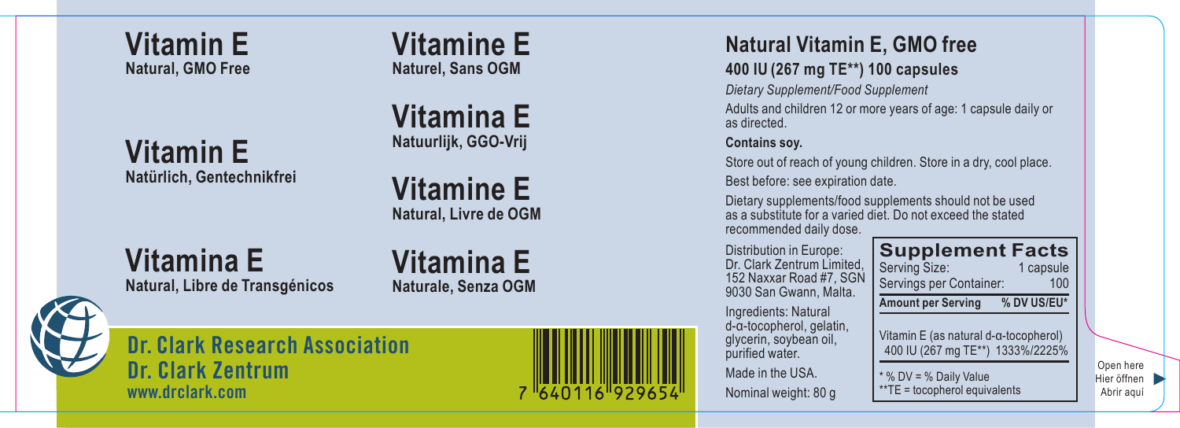## Vitamin E
**Natural, GMO Free**

## Vitamine E
**Naturel, Sans OGM**

## Vitamina E
**Natuurlijk, GGO-Vrij**

## Vitamin E
**Natürlich, Gentechnikfrei**

## Vitamine E
**Natural, Livre de OGM**

## Vitamina E
**Natural, Libre de Transgénicos**

## Vitamina E
**Naturale, Senza OGM**

**Dr. Clark Research Association**
**Dr. Clark Zentrum**
**www.drclark.com**

7 640116 929654

## Natural Vitamin E, GMO free
**400 IU (267 mg TE**) 100 capsules**

*Dietary Supplement/Food Supplement*

Adults and children 12 or more years of age: 1 capsule daily or as directed.

**Contains soy.**

Store out of reach of young children. Store in a dry, cool place.

Best before: see expiration date.

Dietary supplements/food supplements should not be used as a substitute for a varied diet. Do not exceed the stated recommended daily dose.

Distribution in Europe: Dr. Clark Zentrum Limited, 152 Naxxar Road #7, SGN 9030 San Gwann, Malta.

Ingredients: Natural d-α-tocopherol, gelatin, glycerin, soybean oil, purified water.

Made in the USA.

Nominal weight: 80 g

**Supplement Facts**

| Serving Size: | 1 capsule |
|---|---|
| Servings per Container: | 100 |
| **Amount per Serving** | **% DV US/EU*** |
| Vitamin E (as natural d-α-tocopherol) 400 IU (267 mg TE**) | 1333%/2225% |

\* % DV = % Daily Value
\*\*TE = tocopherol equivalents

Open here
Hier öffnen
Abrir aquí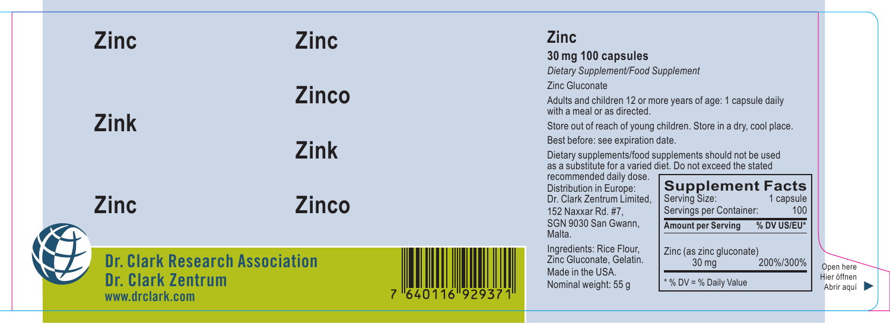Zinc

Zinc

Zinco

Zink

Zink

Zinc

Zinco

**Dr. Clark Research Association**
**Dr. Clark Zentrum**
www.drclark.com

7 640116 929371

## Zinc

### 30 mg 100 capsules

*Dietary Supplement/Food Supplement*

Zinc Gluconate

Adults and children 12 or more years of age: 1 capsule daily with a meal or as directed.

Store out of reach of young children. Store in a dry, cool place.

Best before: see expiration date.

Dietary supplements/food supplements should not be used as a substitute for a varied diet. Do not exceed the stated recommended daily dose.

Distribution in Europe:
Dr. Clark Zentrum Limited,
152 Naxxar Rd. #7,
SGN 9030 San Gwann,
Malta.

Ingredients: Rice Flour, Zinc Gluconate, Gelatin.
Made in the USA.
Nominal weight: 55 g

**Supplement Facts**

| | |
|---|---|
| Serving Size: | 1 capsule |
| Servings per Container: | 100 |
| **Amount per Serving** | **% DV US/EU*** |
| Zinc (as zinc gluconate) 30 mg | 200%/300% |

* % DV = % Daily Value

Open here
Hier öffnen
Abrir aquí